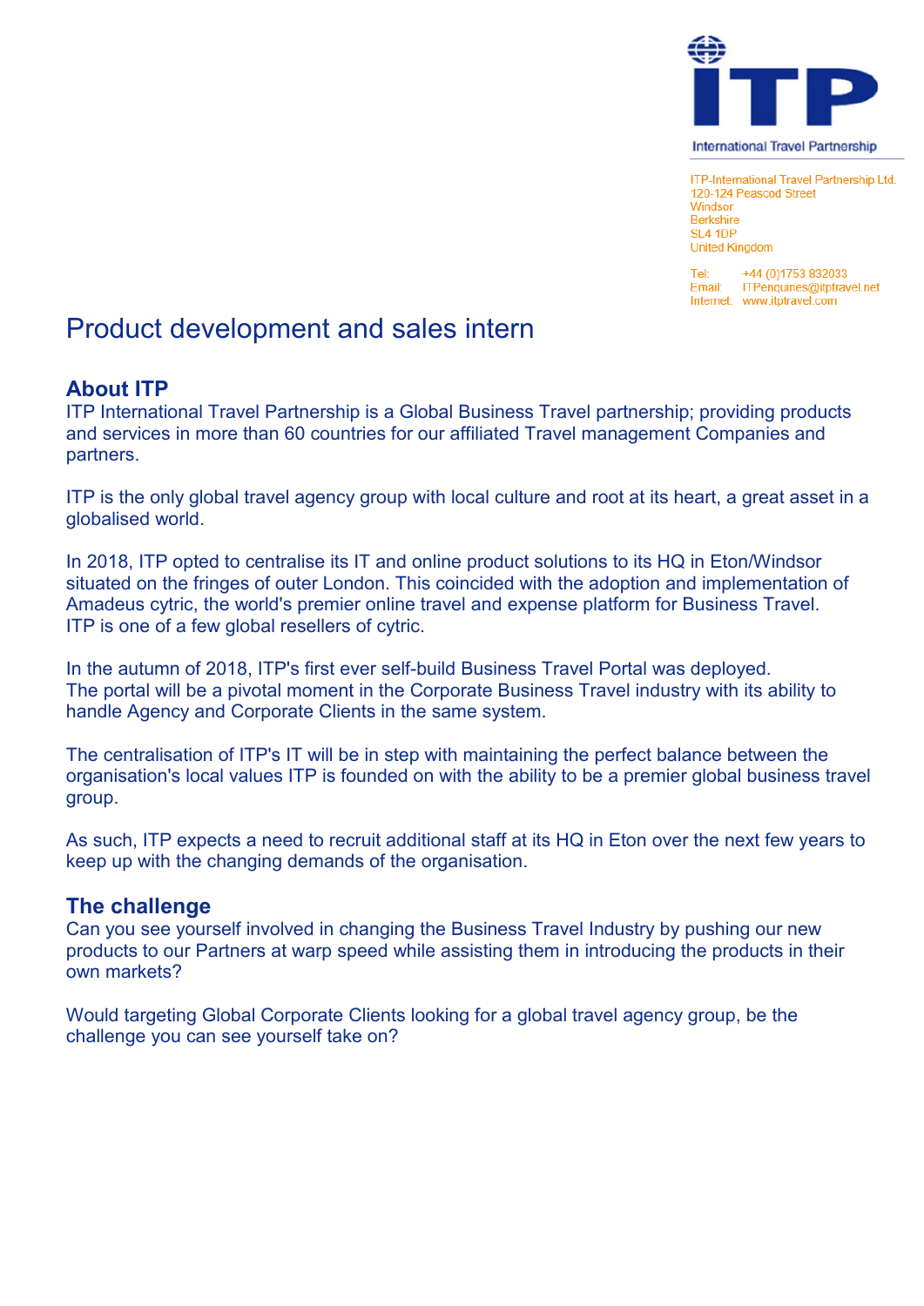ITP

International Travel Partnership

ITP-International Travel Partnership Ltd.
120-124 Peascod Street
Windsor
Berkshire
SL4 1DP
United Kingdom

Tel: +44 (0)1753 832033
Email: ITPenquiries@itptravel.net
Internet: www.itptravel.com

# Product development and sales intern

## About ITP

ITP International Travel Partnership is a Global Business Travel partnership; providing products and services in more than 60 countries for our affiliated Travel management Companies and partners.

ITP is the only global travel agency group with local culture and root at its heart, a great asset in a globalised world.

In 2018, ITP opted to centralise its IT and online product solutions to its HQ in Eton/Windsor situated on the fringes of outer London. This coincided with the adoption and implementation of Amadeus cytric, the world's premier online travel and expense platform for Business Travel. ITP is one of a few global resellers of cytric.

In the autumn of 2018, ITP's first ever self-build Business Travel Portal was deployed. The portal will be a pivotal moment in the Corporate Business Travel industry with its ability to handle Agency and Corporate Clients in the same system.

The centralisation of ITP's IT will be in step with maintaining the perfect balance between the organisation's local values ITP is founded on with the ability to be a premier global business travel group.

As such, ITP expects a need to recruit additional staff at its HQ in Eton over the next few years to keep up with the changing demands of the organisation.

## The challenge

Can you see yourself involved in changing the Business Travel Industry by pushing our new products to our Partners at warp speed while assisting them in introducing the products in their own markets?

Would targeting Global Corporate Clients looking for a global travel agency group, be the challenge you can see yourself take on?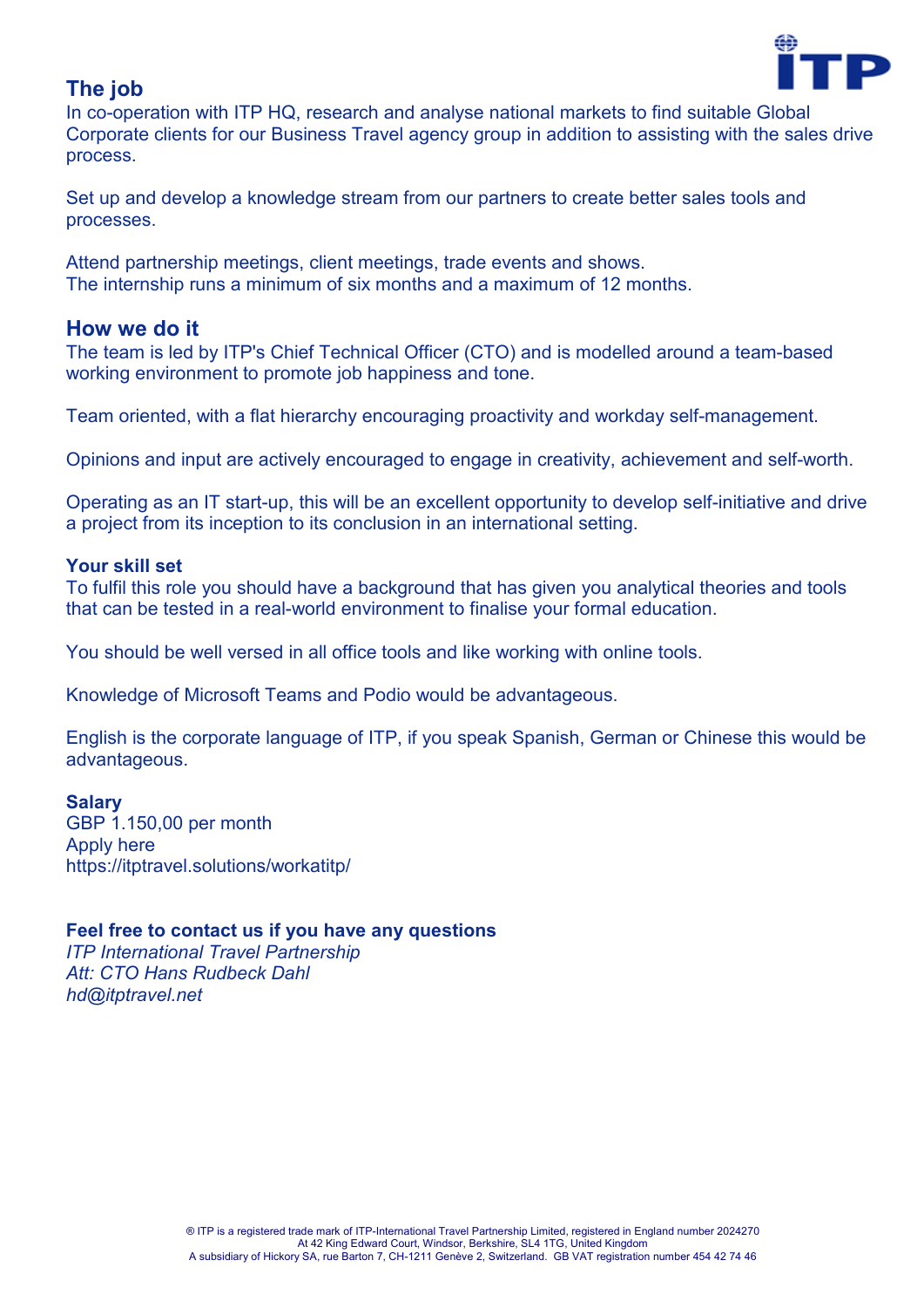## The job

In co-operation with ITP HQ, research and analyse national markets to find suitable Global Corporate clients for our Business Travel agency group in addition to assisting with the sales drive process.

Set up and develop a knowledge stream from our partners to create better sales tools and processes.

Attend partnership meetings, client meetings, trade events and shows.
The internship runs a minimum of six months and a maximum of 12 months.

## How we do it

The team is led by ITP's Chief Technical Officer (CTO) and is modelled around a team-based working environment to promote job happiness and tone.

Team oriented, with a flat hierarchy encouraging proactivity and workday self-management.

Opinions and input are actively encouraged to engage in creativity, achievement and self-worth.

Operating as an IT start-up, this will be an excellent opportunity to develop self-initiative and drive a project from its inception to its conclusion in an international setting.

### Your skill set

To fulfil this role you should have a background that has given you analytical theories and tools that can be tested in a real-world environment to finalise your formal education.

You should be well versed in all office tools and like working with online tools.

Knowledge of Microsoft Teams and Podio would be advantageous.

English is the corporate language of ITP, if you speak Spanish, German or Chinese this would be advantageous.

### Salary

GBP 1.150,00 per month
Apply here
https://itptravel.solutions/workatitp/

### Feel free to contact us if you have any questions

*ITP International Travel Partnership*
*Att: CTO Hans Rudbeck Dahl*
*hd@itptravel.net*

® ITP is a registered trade mark of ITP-International Travel Partnership Limited, registered in England number 2024270
At 42 King Edward Court, Windsor, Berkshire, SL4 1TG, United Kingdom
A subsidiary of Hickory SA, rue Barton 7, CH-1211 Genève 2, Switzerland. GB VAT registration number 454 42 74 46